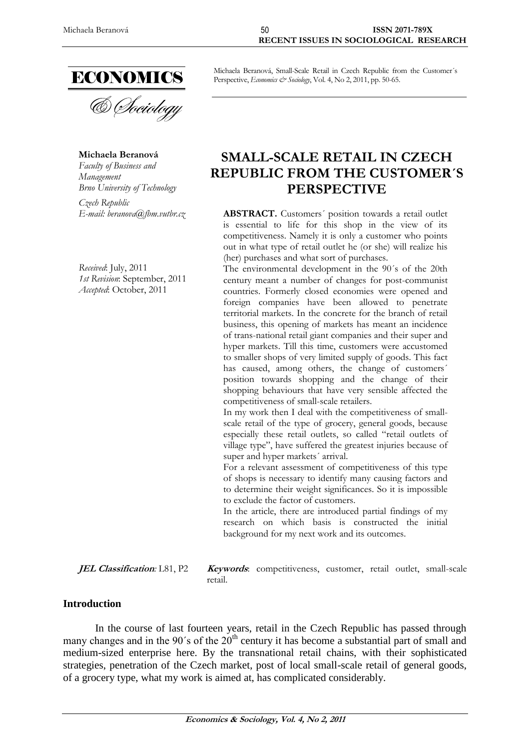Michaela Beranová, Small-Scale Retail in Czech Republic from the Customer´s Perspective, *Economics & Sociology*, Vol. 4, No 2, 2011, pp. 50-65.

**Michaela Beranová**
*Faculty of Business and Management*
*Brno University of Technology*
*Czech Republic*
*E-mail: beranova@fbm.vutbr.cz*

*Received*: July, 2011
*1st Revision*: September, 2011
*Accepted*: October, 2011

# SMALL-SCALE RETAIL IN CZECH REPUBLIC FROM THE CUSTOMER´S PERSPECTIVE

**ABSTRACT.** Customers´ position towards a retail outlet is essential to life for this shop in the view of its competitiveness. Namely it is only a customer who points out in what type of retail outlet he (or she) will realize his (her) purchases and what sort of purchases.

The environmental development in the 90´s of the 20th century meant a number of changes for post-communist countries. Formerly closed economies were opened and foreign companies have been allowed to penetrate territorial markets. In the concrete for the branch of retail business, this opening of markets has meant an incidence of trans-national retail giant companies and their super and hyper markets. Till this time, customers were accustomed to smaller shops of very limited supply of goods. This fact has caused, among others, the change of customers´ position towards shopping and the change of their shopping behaviours that have very sensible affected the competitiveness of small-scale retailers.

In my work then I deal with the competitiveness of small-scale retail of the type of grocery, general goods, because especially these retail outlets, so called "retail outlets of village type", have suffered the greatest injuries because of super and hyper markets´ arrival.

For a relevant assessment of competitiveness of this type of shops is necessary to identify many causing factors and to determine their weight significances. So it is impossible to exclude the factor of customers.

In the article, there are introduced partial findings of my research on which basis is constructed the initial background for my next work and its outcomes.

***JEL Classification:*** L81, P2

***Keywords***: competitiveness, customer, retail outlet, small-scale retail.

## Introduction

In the course of last fourteen years, retail in the Czech Republic has passed through many changes and in the 90´s of the 20[th] century it has become a substantial part of small and medium-sized enterprise here. By the transnational retail chains, with their sophisticated strategies, penetration of the Czech market, post of local small-scale retail of general goods, of a grocery type, what my work is aimed at, has complicated considerably.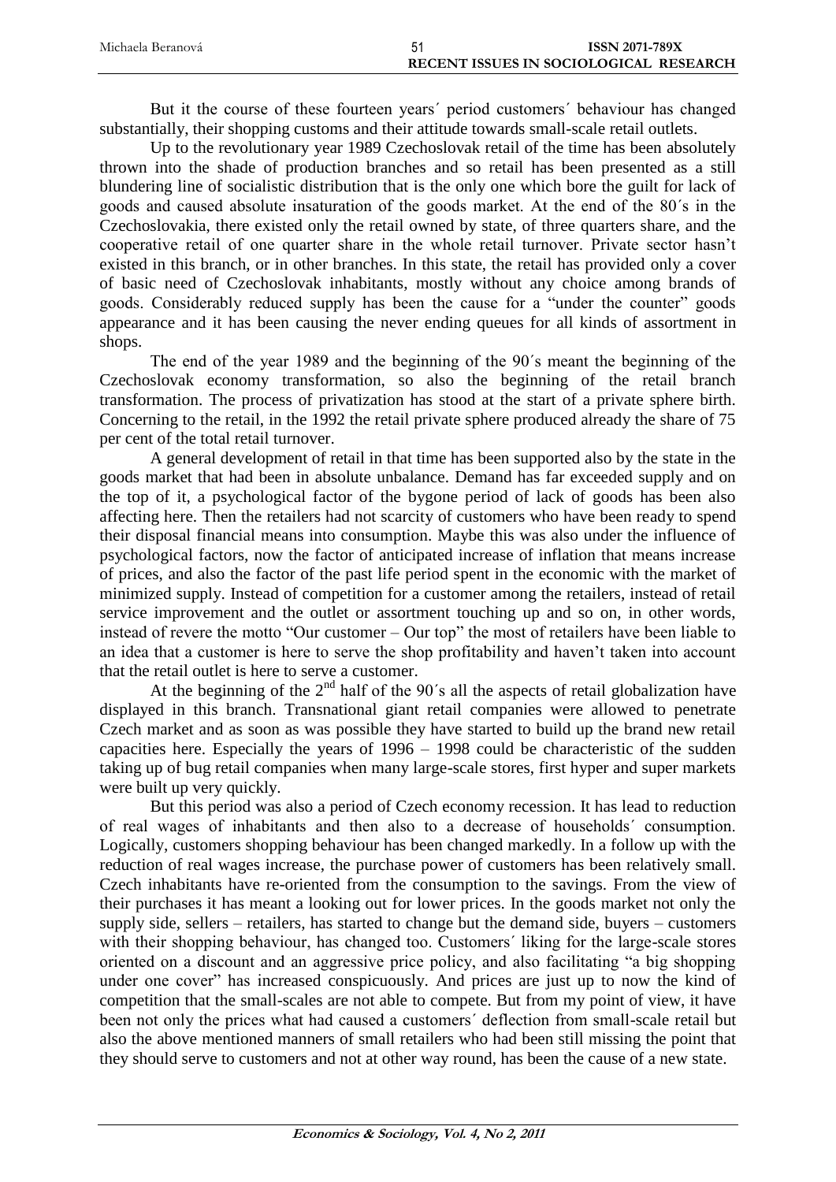But it the course of these fourteen years´ period customers´ behaviour has changed substantially, their shopping customs and their attitude towards small-scale retail outlets.

Up to the revolutionary year 1989 Czechoslovak retail of the time has been absolutely thrown into the shade of production branches and so retail has been presented as a still blundering line of socialistic distribution that is the only one which bore the guilt for lack of goods and caused absolute insaturation of the goods market. At the end of the 80´s in the Czechoslovakia, there existed only the retail owned by state, of three quarters share, and the cooperative retail of one quarter share in the whole retail turnover. Private sector hasn't existed in this branch, or in other branches. In this state, the retail has provided only a cover of basic need of Czechoslovak inhabitants, mostly without any choice among brands of goods. Considerably reduced supply has been the cause for a "under the counter" goods appearance and it has been causing the never ending queues for all kinds of assortment in shops.

The end of the year 1989 and the beginning of the 90´s meant the beginning of the Czechoslovak economy transformation, so also the beginning of the retail branch transformation. The process of privatization has stood at the start of a private sphere birth. Concerning to the retail, in the 1992 the retail private sphere produced already the share of 75 per cent of the total retail turnover.

A general development of retail in that time has been supported also by the state in the goods market that had been in absolute unbalance. Demand has far exceeded supply and on the top of it, a psychological factor of the bygone period of lack of goods has been also affecting here. Then the retailers had not scarcity of customers who have been ready to spend their disposal financial means into consumption. Maybe this was also under the influence of psychological factors, now the factor of anticipated increase of inflation that means increase of prices, and also the factor of the past life period spent in the economic with the market of minimized supply. Instead of competition for a customer among the retailers, instead of retail service improvement and the outlet or assortment touching up and so on, in other words, instead of revere the motto "Our customer – Our top" the most of retailers have been liable to an idea that a customer is here to serve the shop profitability and haven't taken into account that the retail outlet is here to serve a customer.

At the beginning of the 2nd half of the 90´s all the aspects of retail globalization have displayed in this branch. Transnational giant retail companies were allowed to penetrate Czech market and as soon as was possible they have started to build up the brand new retail capacities here. Especially the years of 1996 – 1998 could be characteristic of the sudden taking up of bug retail companies when many large-scale stores, first hyper and super markets were built up very quickly.

But this period was also a period of Czech economy recession. It has lead to reduction of real wages of inhabitants and then also to a decrease of households´ consumption. Logically, customers shopping behaviour has been changed markedly. In a follow up with the reduction of real wages increase, the purchase power of customers has been relatively small. Czech inhabitants have re-oriented from the consumption to the savings. From the view of their purchases it has meant a looking out for lower prices. In the goods market not only the supply side, sellers – retailers, has started to change but the demand side, buyers – customers with their shopping behaviour, has changed too. Customers´ liking for the large-scale stores oriented on a discount and an aggressive price policy, and also facilitating "a big shopping under one cover" has increased conspicuously. And prices are just up to now the kind of competition that the small-scales are not able to compete. But from my point of view, it have been not only the prices what had caused a customers´ deflection from small-scale retail but also the above mentioned manners of small retailers who had been still missing the point that they should serve to customers and not at other way round, has been the cause of a new state.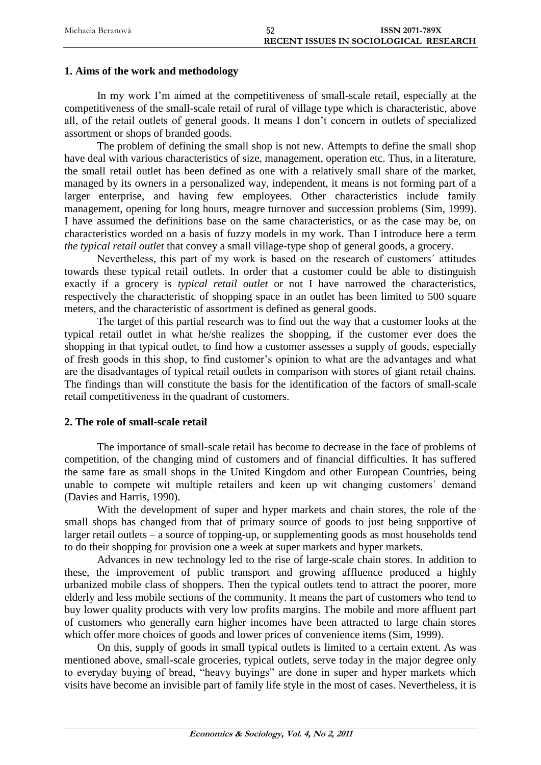## 1. Aims of the work and methodology

In my work I'm aimed at the competitiveness of small-scale retail, especially at the competitiveness of the small-scale retail of rural of village type which is characteristic, above all, of the retail outlets of general goods. It means I don't concern in outlets of specialized assortment or shops of branded goods.

The problem of defining the small shop is not new. Attempts to define the small shop have deal with various characteristics of size, management, operation etc. Thus, in a literature, the small retail outlet has been defined as one with a relatively small share of the market, managed by its owners in a personalized way, independent, it means is not forming part of a larger enterprise, and having few employees. Other characteristics include family management, opening for long hours, meagre turnover and succession problems (Sim, 1999). I have assumed the definitions base on the same characteristics, or as the case may be, on characteristics worded on a basis of fuzzy models in my work. Than I introduce here a term *the typical retail outlet* that convey a small village-type shop of general goods, a grocery.

Nevertheless, this part of my work is based on the research of customers´ attitudes towards these typical retail outlets. In order that a customer could be able to distinguish exactly if a grocery is *typical retail outlet* or not I have narrowed the characteristics, respectively the characteristic of shopping space in an outlet has been limited to 500 square meters, and the characteristic of assortment is defined as general goods.

The target of this partial research was to find out the way that a customer looks at the typical retail outlet in what he/she realizes the shopping, if the customer ever does the shopping in that typical outlet, to find how a customer assesses a supply of goods, especially of fresh goods in this shop, to find customer's opinion to what are the advantages and what are the disadvantages of typical retail outlets in comparison with stores of giant retail chains. The findings than will constitute the basis for the identification of the factors of small-scale retail competitiveness in the quadrant of customers.

## 2. The role of small-scale retail

The importance of small-scale retail has become to decrease in the face of problems of competition, of the changing mind of customers and of financial difficulties. It has suffered the same fare as small shops in the United Kingdom and other European Countries, being unable to compete wit multiple retailers and keen up wit changing customers´ demand (Davies and Harris, 1990).

With the development of super and hyper markets and chain stores, the role of the small shops has changed from that of primary source of goods to just being supportive of larger retail outlets – a source of topping-up, or supplementing goods as most households tend to do their shopping for provision one a week at super markets and hyper markets.

Advances in new technology led to the rise of large-scale chain stores. In addition to these, the improvement of public transport and growing affluence produced a highly urbanized mobile class of shoppers. Then the typical outlets tend to attract the poorer, more elderly and less mobile sections of the community. It means the part of customers who tend to buy lower quality products with very low profits margins. The mobile and more affluent part of customers who generally earn higher incomes have been attracted to large chain stores which offer more choices of goods and lower prices of convenience items (Sim, 1999).

On this, supply of goods in small typical outlets is limited to a certain extent. As was mentioned above, small-scale groceries, typical outlets, serve today in the major degree only to everyday buying of bread, "heavy buyings" are done in super and hyper markets which visits have become an invisible part of family life style in the most of cases. Nevertheless, it is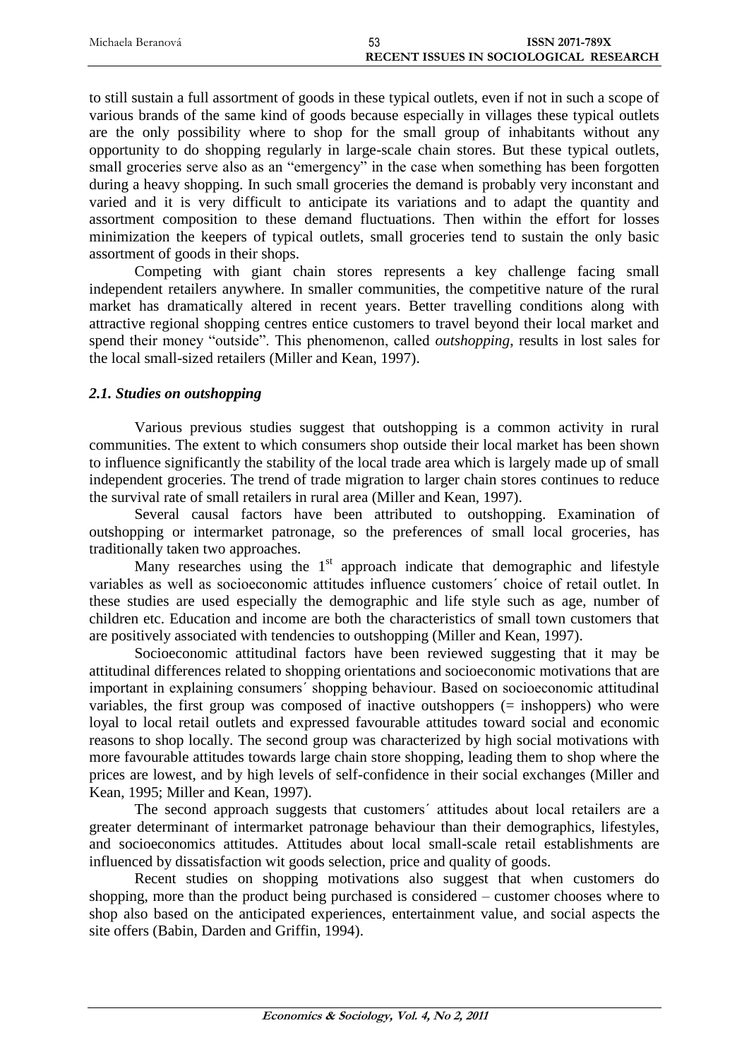to still sustain a full assortment of goods in these typical outlets, even if not in such a scope of various brands of the same kind of goods because especially in villages these typical outlets are the only possibility where to shop for the small group of inhabitants without any opportunity to do shopping regularly in large-scale chain stores. But these typical outlets, small groceries serve also as an "emergency" in the case when something has been forgotten during a heavy shopping. In such small groceries the demand is probably very inconstant and varied and it is very difficult to anticipate its variations and to adapt the quantity and assortment composition to these demand fluctuations. Then within the effort for losses minimization the keepers of typical outlets, small groceries tend to sustain the only basic assortment of goods in their shops.

Competing with giant chain stores represents a key challenge facing small independent retailers anywhere. In smaller communities, the competitive nature of the rural market has dramatically altered in recent years. Better travelling conditions along with attractive regional shopping centres entice customers to travel beyond their local market and spend their money "outside". This phenomenon, called *outshopping*, results in lost sales for the local small-sized retailers (Miller and Kean, 1997).

### *2.1. Studies on outshopping*

Various previous studies suggest that outshopping is a common activity in rural communities. The extent to which consumers shop outside their local market has been shown to influence significantly the stability of the local trade area which is largely made up of small independent groceries. The trend of trade migration to larger chain stores continues to reduce the survival rate of small retailers in rural area (Miller and Kean, 1997).

Several causal factors have been attributed to outshopping. Examination of outshopping or intermarket patronage, so the preferences of small local groceries, has traditionally taken two approaches.

Many researches using the 1st approach indicate that demographic and lifestyle variables as well as socioeconomic attitudes influence customers´ choice of retail outlet. In these studies are used especially the demographic and life style such as age, number of children etc. Education and income are both the characteristics of small town customers that are positively associated with tendencies to outshopping (Miller and Kean, 1997).

Socioeconomic attitudinal factors have been reviewed suggesting that it may be attitudinal differences related to shopping orientations and socioeconomic motivations that are important in explaining consumers´ shopping behaviour. Based on socioeconomic attitudinal variables, the first group was composed of inactive outshoppers (= inshoppers) who were loyal to local retail outlets and expressed favourable attitudes toward social and economic reasons to shop locally. The second group was characterized by high social motivations with more favourable attitudes towards large chain store shopping, leading them to shop where the prices are lowest, and by high levels of self-confidence in their social exchanges (Miller and Kean, 1995; Miller and Kean, 1997).

The second approach suggests that customers´ attitudes about local retailers are a greater determinant of intermarket patronage behaviour than their demographics, lifestyles, and socioeconomics attitudes. Attitudes about local small-scale retail establishments are influenced by dissatisfaction wit goods selection, price and quality of goods.

Recent studies on shopping motivations also suggest that when customers do shopping, more than the product being purchased is considered – customer chooses where to shop also based on the anticipated experiences, entertainment value, and social aspects the site offers (Babin, Darden and Griffin, 1994).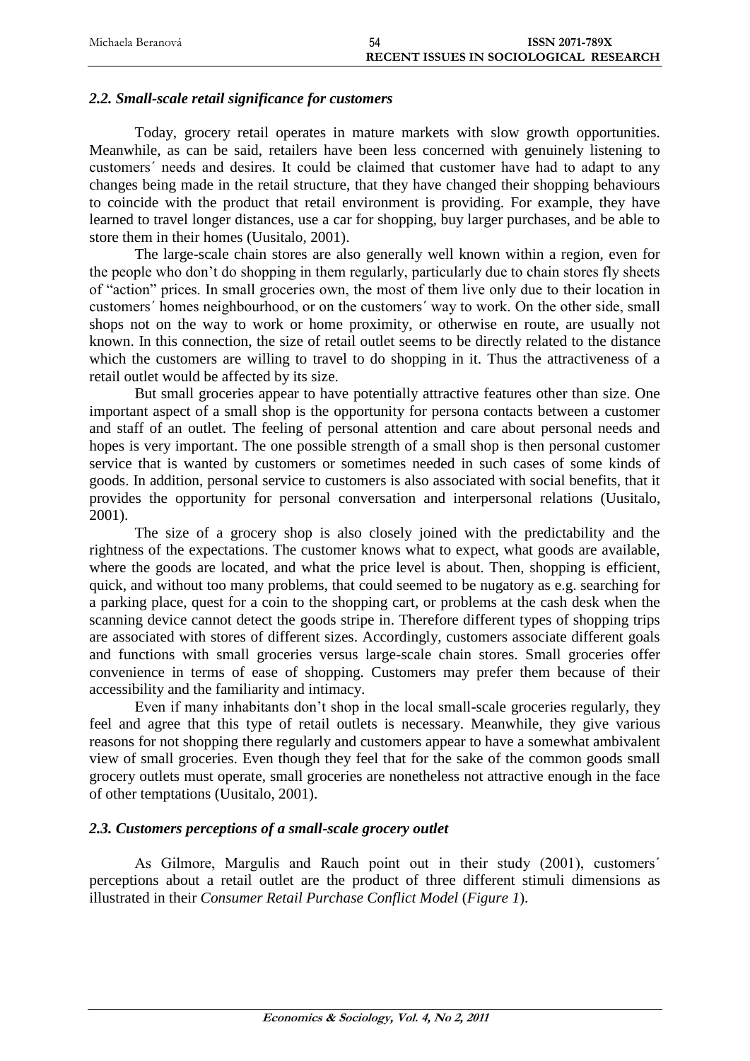### *2.2. Small-scale retail significance for customers*

Today, grocery retail operates in mature markets with slow growth opportunities. Meanwhile, as can be said, retailers have been less concerned with genuinely listening to customers´ needs and desires. It could be claimed that customer have had to adapt to any changes being made in the retail structure, that they have changed their shopping behaviours to coincide with the product that retail environment is providing. For example, they have learned to travel longer distances, use a car for shopping, buy larger purchases, and be able to store them in their homes (Uusitalo, 2001).

The large-scale chain stores are also generally well known within a region, even for the people who don't do shopping in them regularly, particularly due to chain stores fly sheets of "action" prices. In small groceries own, the most of them live only due to their location in customers´ homes neighbourhood, or on the customers´ way to work. On the other side, small shops not on the way to work or home proximity, or otherwise en route, are usually not known. In this connection, the size of retail outlet seems to be directly related to the distance which the customers are willing to travel to do shopping in it. Thus the attractiveness of a retail outlet would be affected by its size.

But small groceries appear to have potentially attractive features other than size. One important aspect of a small shop is the opportunity for persona contacts between a customer and staff of an outlet. The feeling of personal attention and care about personal needs and hopes is very important. The one possible strength of a small shop is then personal customer service that is wanted by customers or sometimes needed in such cases of some kinds of goods. In addition, personal service to customers is also associated with social benefits, that it provides the opportunity for personal conversation and interpersonal relations (Uusitalo, 2001).

The size of a grocery shop is also closely joined with the predictability and the rightness of the expectations. The customer knows what to expect, what goods are available, where the goods are located, and what the price level is about. Then, shopping is efficient, quick, and without too many problems, that could seemed to be nugatory as e.g. searching for a parking place, quest for a coin to the shopping cart, or problems at the cash desk when the scanning device cannot detect the goods stripe in. Therefore different types of shopping trips are associated with stores of different sizes. Accordingly, customers associate different goals and functions with small groceries versus large-scale chain stores. Small groceries offer convenience in terms of ease of shopping. Customers may prefer them because of their accessibility and the familiarity and intimacy.

Even if many inhabitants don't shop in the local small-scale groceries regularly, they feel and agree that this type of retail outlets is necessary. Meanwhile, they give various reasons for not shopping there regularly and customers appear to have a somewhat ambivalent view of small groceries. Even though they feel that for the sake of the common goods small grocery outlets must operate, small groceries are nonetheless not attractive enough in the face of other temptations (Uusitalo, 2001).

### *2.3. Customers perceptions of a small-scale grocery outlet*

As Gilmore, Margulis and Rauch point out in their study (2001), customers´ perceptions about a retail outlet are the product of three different stimuli dimensions as illustrated in their *Consumer Retail Purchase Conflict Model* (*Figure 1*).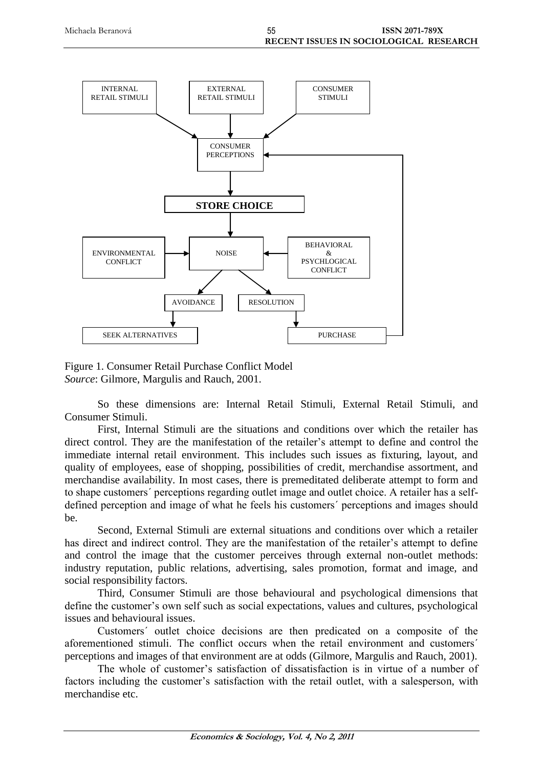Figure 1. Consumer Retail Purchase Conflict Model
*Source*: Gilmore, Margulis and Rauch, 2001.

So these dimensions are: Internal Retail Stimuli, External Retail Stimuli, and Consumer Stimuli.

First, Internal Stimuli are the situations and conditions over which the retailer has direct control. They are the manifestation of the retailer's attempt to define and control the immediate internal retail environment. This includes such issues as fixturing, layout, and quality of employees, ease of shopping, possibilities of credit, merchandise assortment, and merchandise availability. In most cases, there is premeditated deliberate attempt to form and to shape customers´ perceptions regarding outlet image and outlet choice. A retailer has a self-defined perception and image of what he feels his customers´ perceptions and images should be.

Second, External Stimuli are external situations and conditions over which a retailer has direct and indirect control. They are the manifestation of the retailer's attempt to define and control the image that the customer perceives through external non-outlet methods: industry reputation, public relations, advertising, sales promotion, format and image, and social responsibility factors.

Third, Consumer Stimuli are those behavioural and psychological dimensions that define the customer's own self such as social expectations, values and cultures, psychological issues and behavioural issues.

Customers´ outlet choice decisions are then predicated on a composite of the aforementioned stimuli. The conflict occurs when the retail environment and customers´ perceptions and images of that environment are at odds (Gilmore, Margulis and Rauch, 2001).

The whole of customer's satisfaction of dissatisfaction is in virtue of a number of factors including the customer's satisfaction with the retail outlet, with a salesperson, with merchandise etc.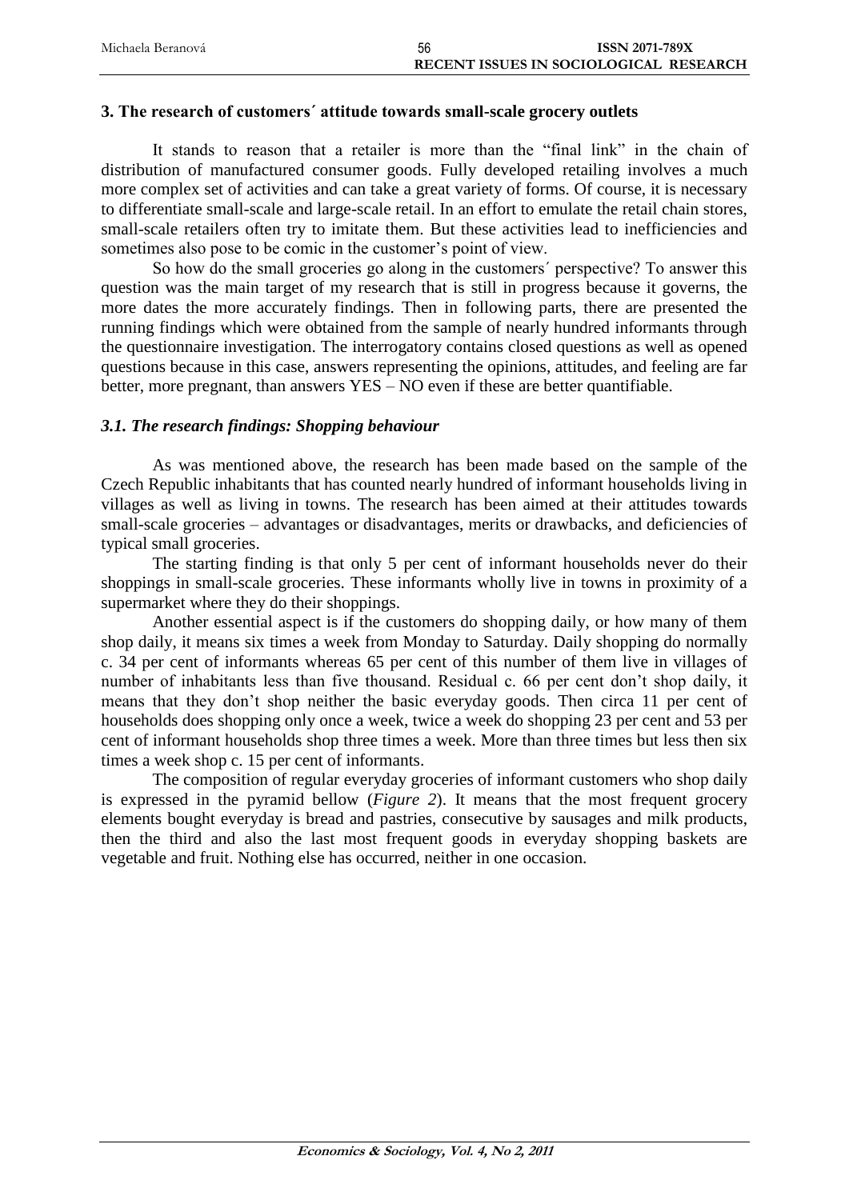## 3. The research of customers´ attitude towards small-scale grocery outlets

It stands to reason that a retailer is more than the "final link" in the chain of distribution of manufactured consumer goods. Fully developed retailing involves a much more complex set of activities and can take a great variety of forms. Of course, it is necessary to differentiate small-scale and large-scale retail. In an effort to emulate the retail chain stores, small-scale retailers often try to imitate them. But these activities lead to inefficiencies and sometimes also pose to be comic in the customer's point of view.

So how do the small groceries go along in the customers´ perspective? To answer this question was the main target of my research that is still in progress because it governs, the more dates the more accurately findings. Then in following parts, there are presented the running findings which were obtained from the sample of nearly hundred informants through the questionnaire investigation. The interrogatory contains closed questions as well as opened questions because in this case, answers representing the opinions, attitudes, and feeling are far better, more pregnant, than answers YES – NO even if these are better quantifiable.

### *3.1. The research findings: Shopping behaviour*

As was mentioned above, the research has been made based on the sample of the Czech Republic inhabitants that has counted nearly hundred of informant households living in villages as well as living in towns. The research has been aimed at their attitudes towards small-scale groceries – advantages or disadvantages, merits or drawbacks, and deficiencies of typical small groceries.

The starting finding is that only 5 per cent of informant households never do their shoppings in small-scale groceries. These informants wholly live in towns in proximity of a supermarket where they do their shoppings.

Another essential aspect is if the customers do shopping daily, or how many of them shop daily, it means six times a week from Monday to Saturday. Daily shopping do normally c. 34 per cent of informants whereas 65 per cent of this number of them live in villages of number of inhabitants less than five thousand. Residual c. 66 per cent don't shop daily, it means that they don't shop neither the basic everyday goods. Then circa 11 per cent of households does shopping only once a week, twice a week do shopping 23 per cent and 53 per cent of informant households shop three times a week. More than three times but less then six times a week shop c. 15 per cent of informants.

The composition of regular everyday groceries of informant customers who shop daily is expressed in the pyramid bellow (*Figure 2*). It means that the most frequent grocery elements bought everyday is bread and pastries, consecutive by sausages and milk products, then the third and also the last most frequent goods in everyday shopping baskets are vegetable and fruit. Nothing else has occurred, neither in one occasion.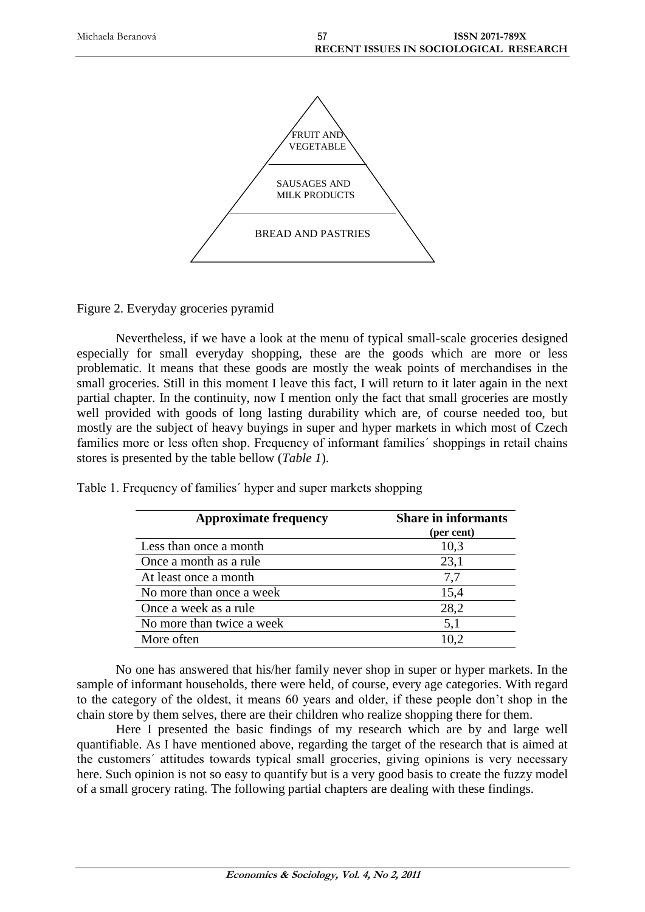FRUIT AND VEGETABLE

SAUSAGES AND MILK PRODUCTS

BREAD AND PASTRIES

Figure 2. Everyday groceries pyramid

Nevertheless, if we have a look at the menu of typical small-scale groceries designed especially for small everyday shopping, these are the goods which are more or less problematic. It means that these goods are mostly the weak points of merchandises in the small groceries. Still in this moment I leave this fact, I will return to it later again in the next partial chapter. In the continuity, now I mention only the fact that small groceries are mostly well provided with goods of long lasting durability which are, of course needed too, but mostly are the subject of heavy buyings in super and hyper markets in which most of Czech families more or less often shop. Frequency of informant families´ shoppings in retail chains stores is presented by the table bellow (*Table 1*).

Table 1. Frequency of families´ hyper and super markets shopping

| Approximate frequency | Share in informants (per cent) |
|---|---|
| Less than once a month | 10,3 |
| Once a month as a rule | 23,1 |
| At least once a month | 7,7 |
| No more than once a week | 15,4 |
| Once a week as a rule | 28,2 |
| No more than twice a week | 5,1 |
| More often | 10,2 |

No one has answered that his/her family never shop in super or hyper markets. In the sample of informant households, there were held, of course, every age categories. With regard to the category of the oldest, it means 60 years and older, if these people don't shop in the chain store by them selves, there are their children who realize shopping there for them.

Here I presented the basic findings of my research which are by and large well quantifiable. As I have mentioned above, regarding the target of the research that is aimed at the customers´ attitudes towards typical small groceries, giving opinions is very necessary here. Such opinion is not so easy to quantify but is a very good basis to create the fuzzy model of a small grocery rating. The following partial chapters are dealing with these findings.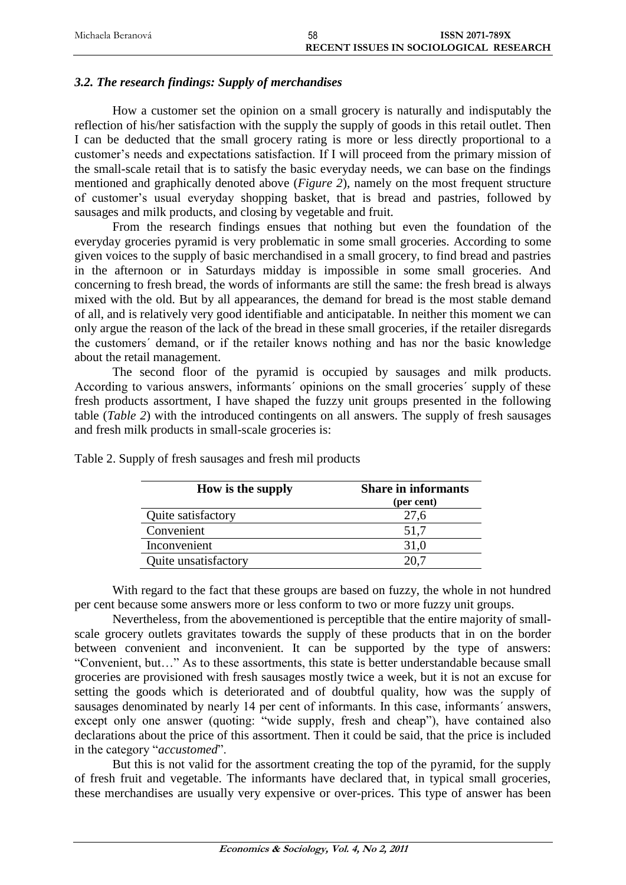### *3.2. The research findings: Supply of merchandises*

How a customer set the opinion on a small grocery is naturally and indisputably the reflection of his/her satisfaction with the supply the supply of goods in this retail outlet. Then I can be deducted that the small grocery rating is more or less directly proportional to a customer's needs and expectations satisfaction. If I will proceed from the primary mission of the small-scale retail that is to satisfy the basic everyday needs, we can base on the findings mentioned and graphically denoted above (*Figure 2*), namely on the most frequent structure of customer's usual everyday shopping basket, that is bread and pastries, followed by sausages and milk products, and closing by vegetable and fruit.

From the research findings ensues that nothing but even the foundation of the everyday groceries pyramid is very problematic in some small groceries. According to some given voices to the supply of basic merchandised in a small grocery, to find bread and pastries in the afternoon or in Saturdays midday is impossible in some small groceries. And concerning to fresh bread, the words of informants are still the same: the fresh bread is always mixed with the old. But by all appearances, the demand for bread is the most stable demand of all, and is relatively very good identifiable and anticipatable. In neither this moment we can only argue the reason of the lack of the bread in these small groceries, if the retailer disregards the customers´ demand, or if the retailer knows nothing and has nor the basic knowledge about the retail management.

The second floor of the pyramid is occupied by sausages and milk products. According to various answers, informants´ opinions on the small groceries´ supply of these fresh products assortment, I have shaped the fuzzy unit groups presented in the following table (*Table 2*) with the introduced contingents on all answers. The supply of fresh sausages and fresh milk products in small-scale groceries is:

Table 2. Supply of fresh sausages and fresh mil products

| How is the supply | Share in informants (per cent) |
|---|---|
| Quite satisfactory | 27,6 |
| Convenient | 51,7 |
| Inconvenient | 31,0 |
| Quite unsatisfactory | 20,7 |

With regard to the fact that these groups are based on fuzzy, the whole in not hundred per cent because some answers more or less conform to two or more fuzzy unit groups.

Nevertheless, from the abovementioned is perceptible that the entire majority of small-scale grocery outlets gravitates towards the supply of these products that in on the border between convenient and inconvenient. It can be supported by the type of answers: "Convenient, but…" As to these assortments, this state is better understandable because small groceries are provisioned with fresh sausages mostly twice a week, but it is not an excuse for setting the goods which is deteriorated and of doubtful quality, how was the supply of sausages denominated by nearly 14 per cent of informants. In this case, informants´ answers, except only one answer (quoting: "wide supply, fresh and cheap"), have contained also declarations about the price of this assortment. Then it could be said, that the price is included in the category "*accustomed*".

But this is not valid for the assortment creating the top of the pyramid, for the supply of fresh fruit and vegetable. The informants have declared that, in typical small groceries, these merchandises are usually very expensive or over-prices. This type of answer has been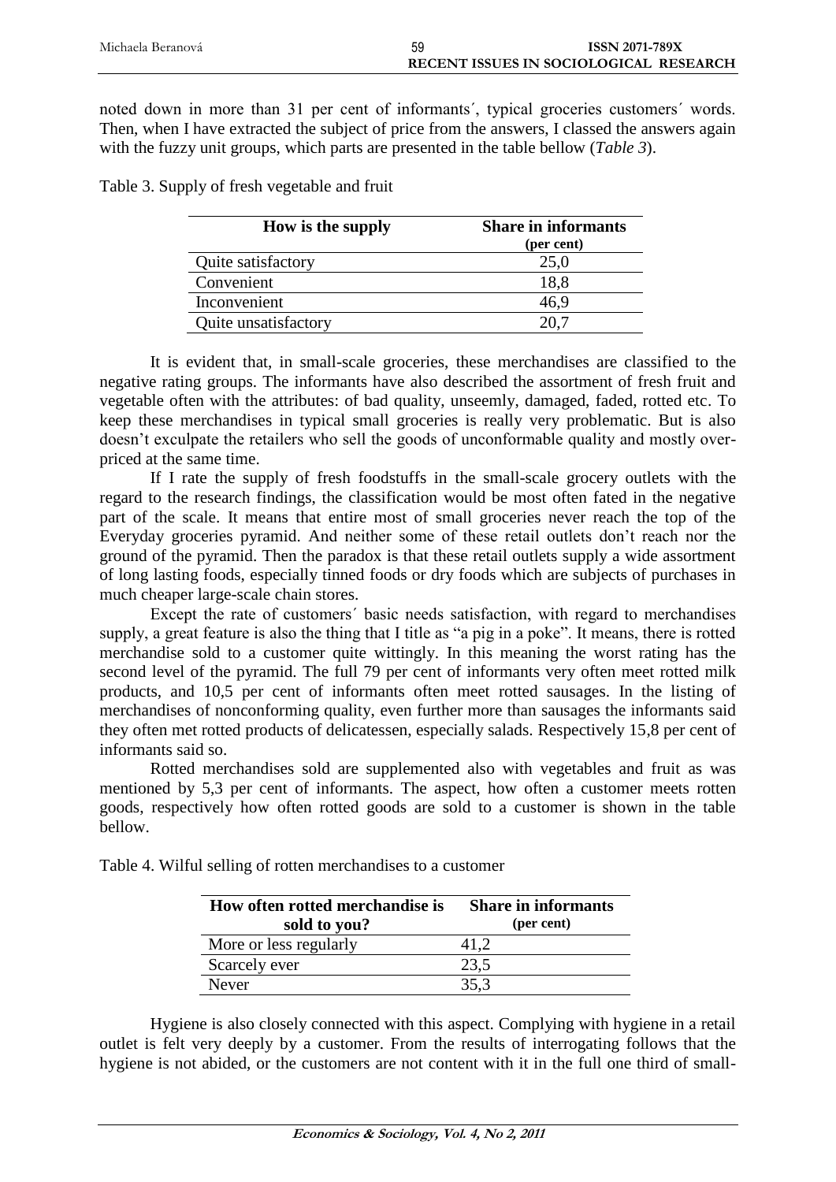noted down in more than 31 per cent of informants´, typical groceries customers´ words. Then, when I have extracted the subject of price from the answers, I classed the answers again with the fuzzy unit groups, which parts are presented in the table bellow (*Table 3*).

Table 3. Supply of fresh vegetable and fruit

| How is the supply | Share in informants (per cent) |
|---|---|
| Quite satisfactory | 25,0 |
| Convenient | 18,8 |
| Inconvenient | 46,9 |
| Quite unsatisfactory | 20,7 |

It is evident that, in small-scale groceries, these merchandises are classified to the negative rating groups. The informants have also described the assortment of fresh fruit and vegetable often with the attributes: of bad quality, unseemly, damaged, faded, rotted etc. To keep these merchandises in typical small groceries is really very problematic. But is also doesn't exculpate the retailers who sell the goods of unconformable quality and mostly over-priced at the same time.

If I rate the supply of fresh foodstuffs in the small-scale grocery outlets with the regard to the research findings, the classification would be most often fated in the negative part of the scale. It means that entire most of small groceries never reach the top of the Everyday groceries pyramid. And neither some of these retail outlets don't reach nor the ground of the pyramid. Then the paradox is that these retail outlets supply a wide assortment of long lasting foods, especially tinned foods or dry foods which are subjects of purchases in much cheaper large-scale chain stores.

Except the rate of customers´ basic needs satisfaction, with regard to merchandises supply, a great feature is also the thing that I title as "a pig in a poke". It means, there is rotted merchandise sold to a customer quite wittingly. In this meaning the worst rating has the second level of the pyramid. The full 79 per cent of informants very often meet rotted milk products, and 10,5 per cent of informants often meet rotted sausages. In the listing of merchandises of nonconforming quality, even further more than sausages the informants said they often met rotted products of delicatessen, especially salads. Respectively 15,8 per cent of informants said so.

Rotted merchandises sold are supplemented also with vegetables and fruit as was mentioned by 5,3 per cent of informants. The aspect, how often a customer meets rotten goods, respectively how often rotted goods are sold to a customer is shown in the table bellow.

Table 4. Wilful selling of rotten merchandises to a customer

| How often rotted merchandise is sold to you? | Share in informants (per cent) |
|---|---|
| More or less regularly | 41,2 |
| Scarcely ever | 23,5 |
| Never | 35,3 |

Hygiene is also closely connected with this aspect. Complying with hygiene in a retail outlet is felt very deeply by a customer. From the results of interrogating follows that the hygiene is not abided, or the customers are not content with it in the full one third of small-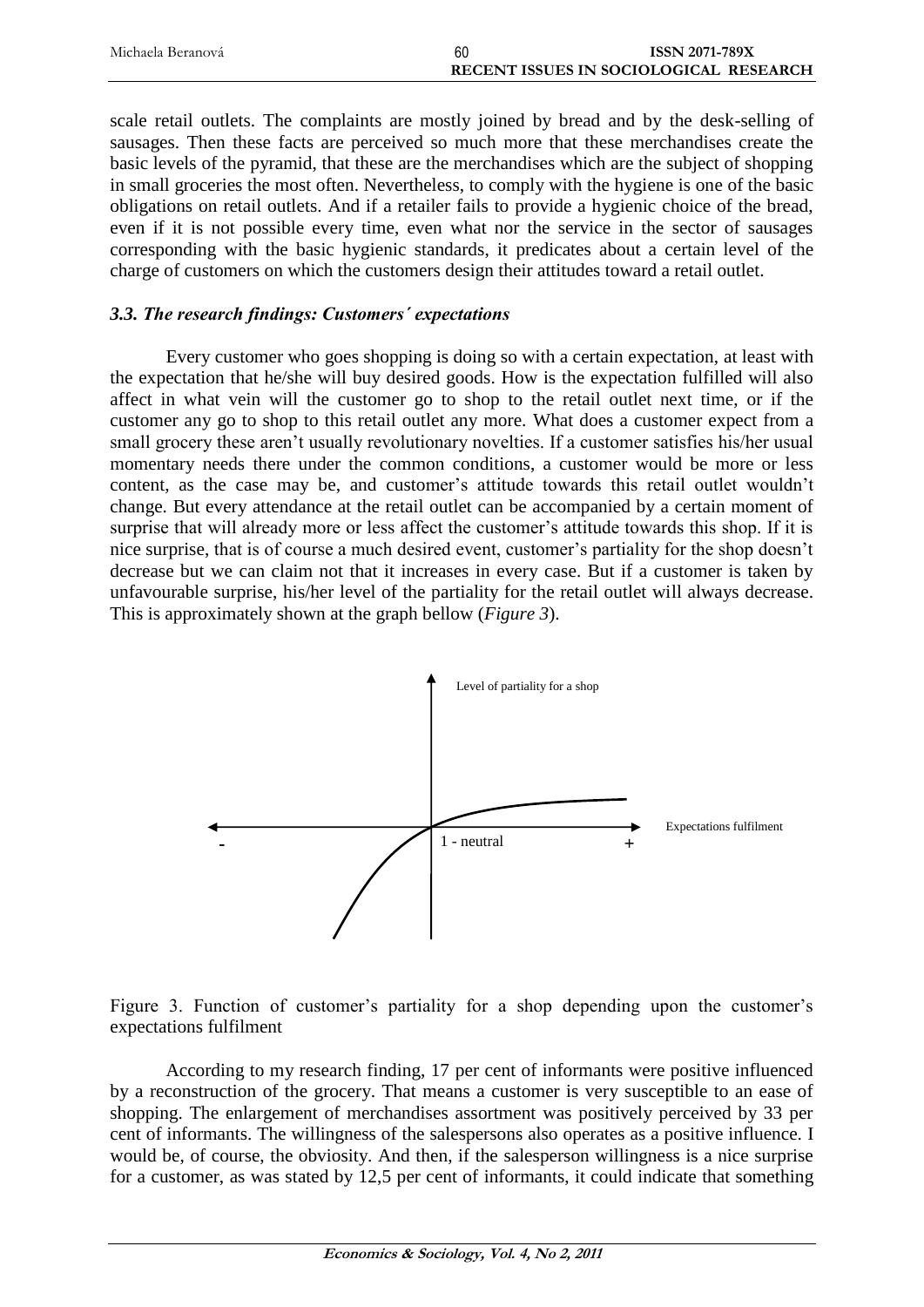scale retail outlets. The complaints are mostly joined by bread and by the desk-selling of sausages. Then these facts are perceived so much more that these merchandises create the basic levels of the pyramid, that these are the merchandises which are the subject of shopping in small groceries the most often. Nevertheless, to comply with the hygiene is one of the basic obligations on retail outlets. And if a retailer fails to provide a hygienic choice of the bread, even if it is not possible every time, even what nor the service in the sector of sausages corresponding with the basic hygienic standards, it predicates about a certain level of the charge of customers on which the customers design their attitudes toward a retail outlet.

### *3.3. The research findings: Customers´ expectations*

Every customer who goes shopping is doing so with a certain expectation, at least with the expectation that he/she will buy desired goods. How is the expectation fulfilled will also affect in what vein will the customer go to shop to the retail outlet next time, or if the customer any go to shop to this retail outlet any more. What does a customer expect from a small grocery these aren't usually revolutionary novelties. If a customer satisfies his/her usual momentary needs there under the common conditions, a customer would be more or less content, as the case may be, and customer's attitude towards this retail outlet wouldn't change. But every attendance at the retail outlet can be accompanied by a certain moment of surprise that will already more or less affect the customer's attitude towards this shop. If it is nice surprise, that is of course a much desired event, customer's partiality for the shop doesn't decrease but we can claim not that it increases in every case. But if a customer is taken by unfavourable surprise, his/her level of the partiality for the retail outlet will always decrease. This is approximately shown at the graph bellow (*Figure 3*).

Level of partiality for a shop

Expectations fulfilment

\-

1 - neutral

\+

Figure 3. Function of customer's partiality for a shop depending upon the customer's expectations fulfilment

According to my research finding, 17 per cent of informants were positive influenced by a reconstruction of the grocery. That means a customer is very susceptible to an ease of shopping. The enlargement of merchandises assortment was positively perceived by 33 per cent of informants. The willingness of the salespersons also operates as a positive influence. I would be, of course, the obviosity. And then, if the salesperson willingness is a nice surprise for a customer, as was stated by 12,5 per cent of informants, it could indicate that something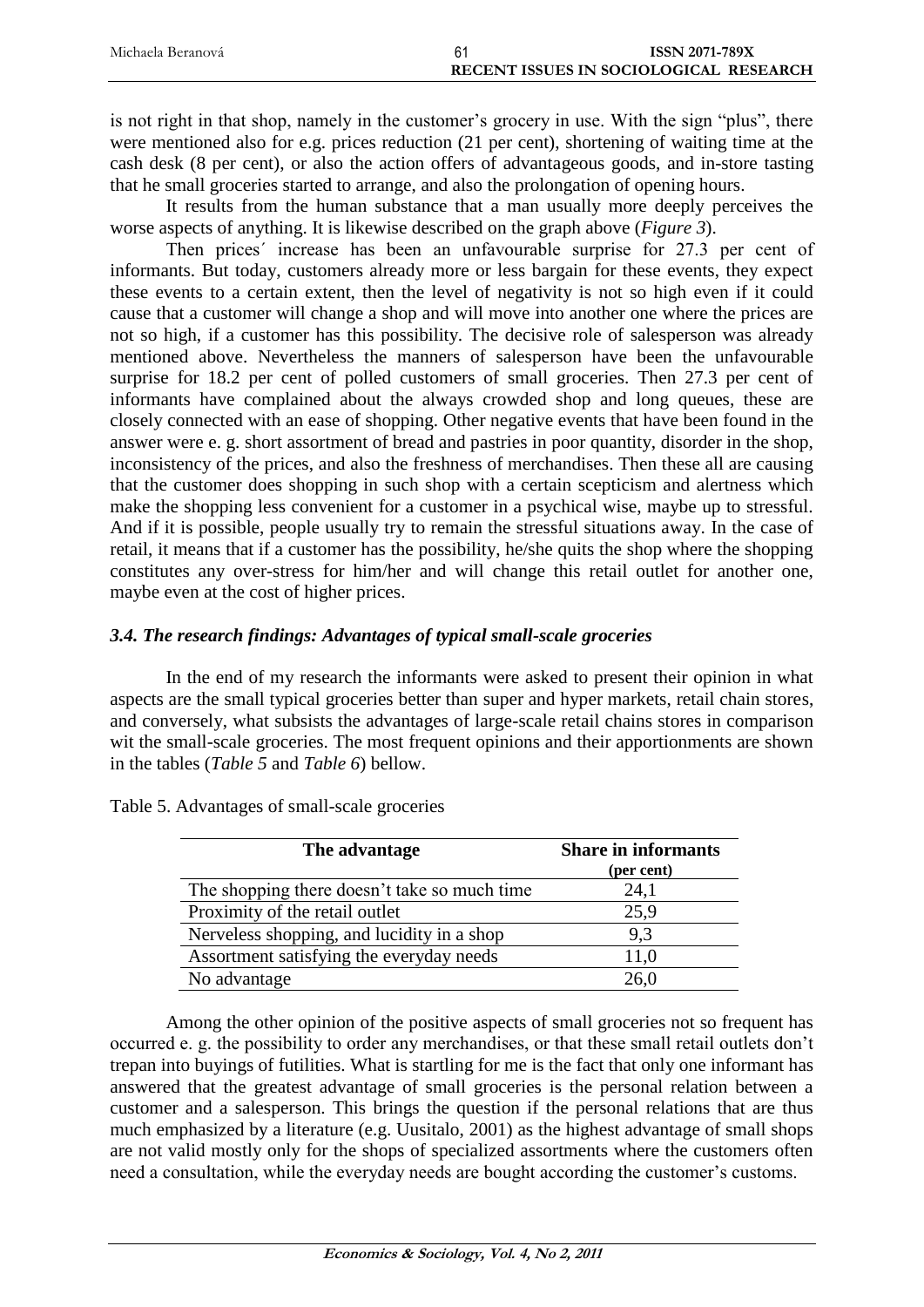is not right in that shop, namely in the customer's grocery in use. With the sign "plus", there were mentioned also for e.g. prices reduction (21 per cent), shortening of waiting time at the cash desk (8 per cent), or also the action offers of advantageous goods, and in-store tasting that he small groceries started to arrange, and also the prolongation of opening hours.

It results from the human substance that a man usually more deeply perceives the worse aspects of anything. It is likewise described on the graph above (*Figure 3*).

Then prices´ increase has been an unfavourable surprise for 27.3 per cent of informants. But today, customers already more or less bargain for these events, they expect these events to a certain extent, then the level of negativity is not so high even if it could cause that a customer will change a shop and will move into another one where the prices are not so high, if a customer has this possibility. The decisive role of salesperson was already mentioned above. Nevertheless the manners of salesperson have been the unfavourable surprise for 18.2 per cent of polled customers of small groceries. Then 27.3 per cent of informants have complained about the always crowded shop and long queues, these are closely connected with an ease of shopping. Other negative events that have been found in the answer were e. g. short assortment of bread and pastries in poor quantity, disorder in the shop, inconsistency of the prices, and also the freshness of merchandises. Then these all are causing that the customer does shopping in such shop with a certain scepticism and alertness which make the shopping less convenient for a customer in a psychical wise, maybe up to stressful. And if it is possible, people usually try to remain the stressful situations away. In the case of retail, it means that if a customer has the possibility, he/she quits the shop where the shopping constitutes any over-stress for him/her and will change this retail outlet for another one, maybe even at the cost of higher prices.

### *3.4. The research findings: Advantages of typical small-scale groceries*

In the end of my research the informants were asked to present their opinion in what aspects are the small typical groceries better than super and hyper markets, retail chain stores, and conversely, what subsists the advantages of large-scale retail chains stores in comparison wit the small-scale groceries. The most frequent opinions and their apportionments are shown in the tables (*Table 5* and *Table 6*) bellow.

Table 5. Advantages of small-scale groceries

| The advantage | Share in informants (per cent) |
|---|---|
| The shopping there doesn't take so much time | 24,1 |
| Proximity of the retail outlet | 25,9 |
| Nerveless shopping, and lucidity in a shop | 9,3 |
| Assortment satisfying the everyday needs | 11,0 |
| No advantage | 26,0 |

Among the other opinion of the positive aspects of small groceries not so frequent has occurred e. g. the possibility to order any merchandises, or that these small retail outlets don't trepan into buyings of futilities. What is startling for me is the fact that only one informant has answered that the greatest advantage of small groceries is the personal relation between a customer and a salesperson. This brings the question if the personal relations that are thus much emphasized by a literature (e.g. Uusitalo, 2001) as the highest advantage of small shops are not valid mostly only for the shops of specialized assortments where the customers often need a consultation, while the everyday needs are bought according the customer's customs.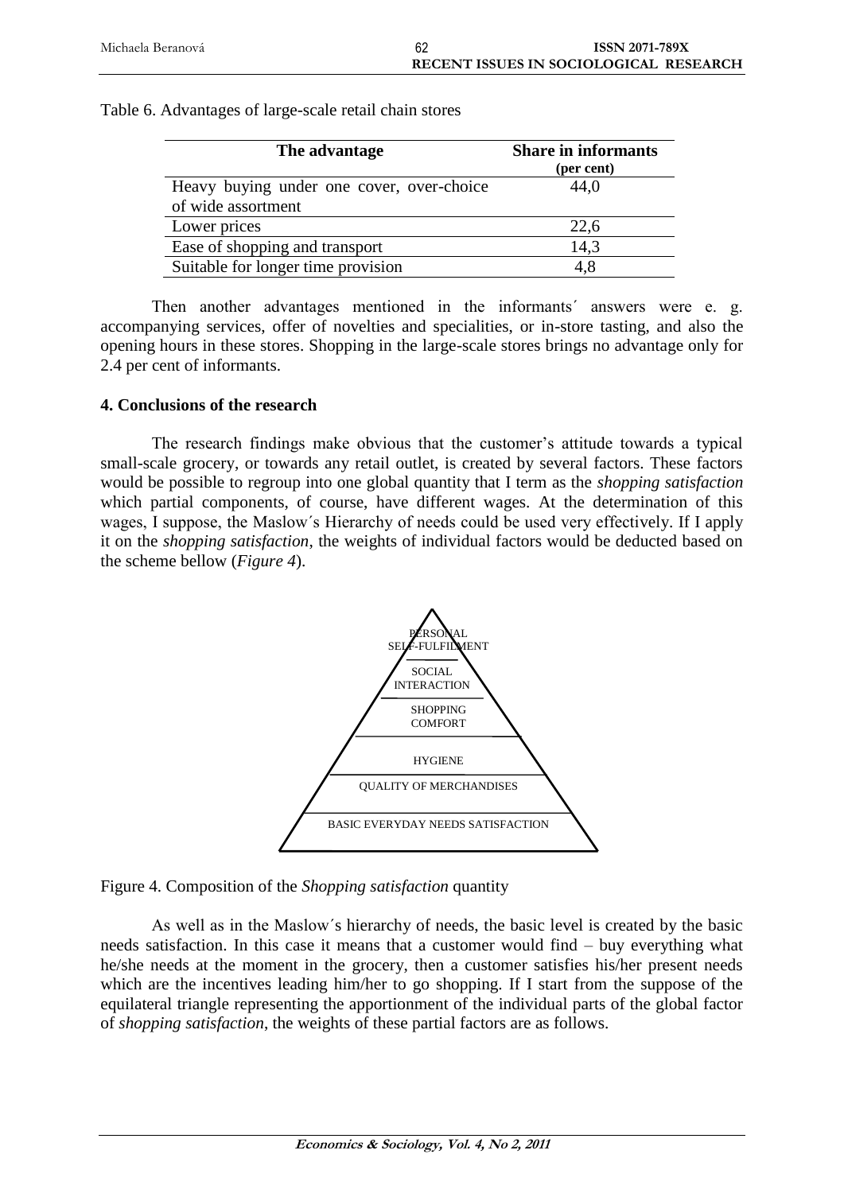Table 6. Advantages of large-scale retail chain stores

| The advantage | Share in informants (per cent) |
|---|---|
| Heavy buying under one cover, over-choice of wide assortment | 44,0 |
| Lower prices | 22,6 |
| Ease of shopping and transport | 14,3 |
| Suitable for longer time provision | 4,8 |

Then another advantages mentioned in the informants´ answers were e. g. accompanying services, offer of novelties and specialities, or in-store tasting, and also the opening hours in these stores. Shopping in the large-scale stores brings no advantage only for 2.4 per cent of informants.

## 4. Conclusions of the research

The research findings make obvious that the customer's attitude towards a typical small-scale grocery, or towards any retail outlet, is created by several factors. These factors would be possible to regroup into one global quantity that I term as the *shopping satisfaction* which partial components, of course, have different wages. At the determination of this wages, I suppose, the Maslow´s Hierarchy of needs could be used very effectively. If I apply it on the *shopping satisfaction*, the weights of individual factors would be deducted based on the scheme bellow (*Figure 4*).

PERSONAL SELF-FULFILMENT

SOCIAL INTERACTION

SHOPPING COMFORT

HYGIENE

QUALITY OF MERCHANDISES

BASIC EVERYDAY NEEDS SATISFACTION

Figure 4. Composition of the *Shopping satisfaction* quantity

As well as in the Maslow´s hierarchy of needs, the basic level is created by the basic needs satisfaction. In this case it means that a customer would find – buy everything what he/she needs at the moment in the grocery, then a customer satisfies his/her present needs which are the incentives leading him/her to go shopping. If I start from the suppose of the equilateral triangle representing the apportionment of the individual parts of the global factor of *shopping satisfaction*, the weights of these partial factors are as follows.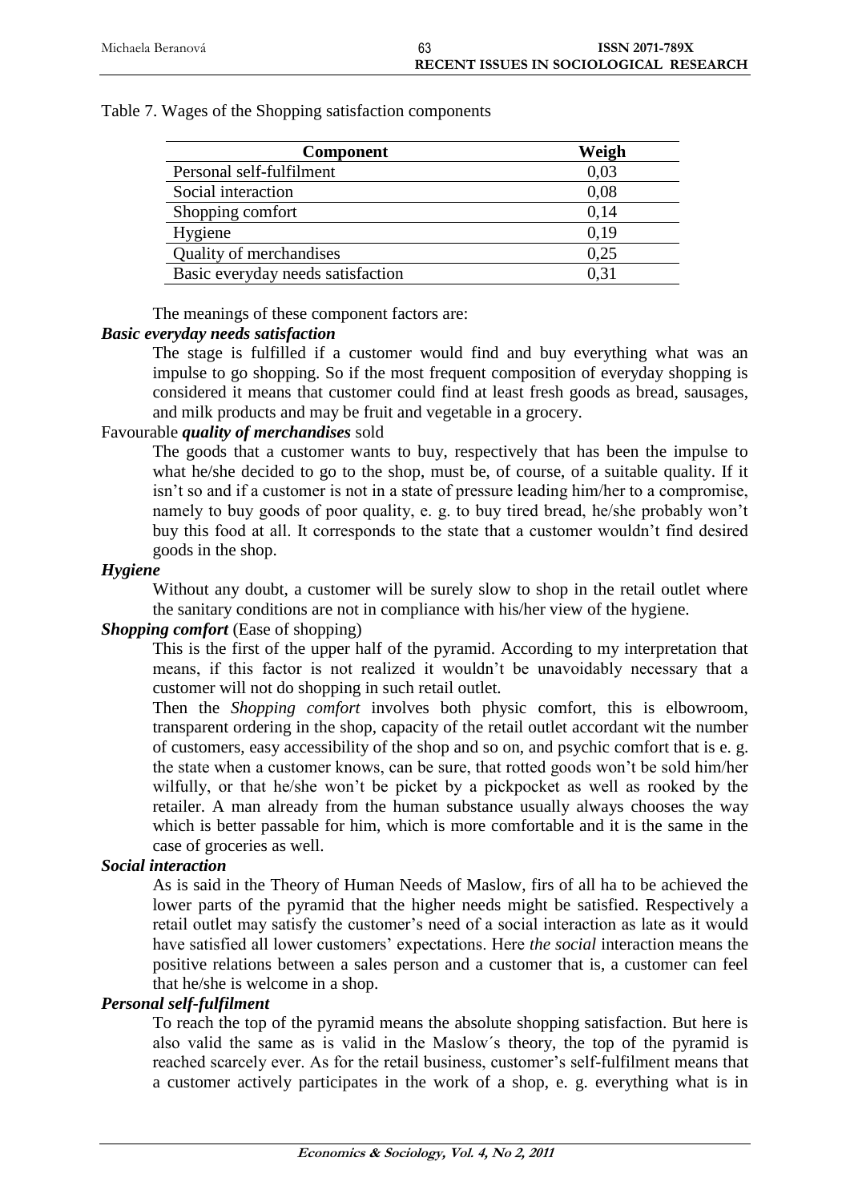Table 7. Wages of the Shopping satisfaction components

| Component | Weigh |
|---|---|
| Personal self-fulfilment | 0,03 |
| Social interaction | 0,08 |
| Shopping comfort | 0,14 |
| Hygiene | 0,19 |
| Quality of merchandises | 0,25 |
| Basic everyday needs satisfaction | 0,31 |

The meanings of these component factors are:

***Basic everyday needs satisfaction***

The stage is fulfilled if a customer would find and buy everything what was an impulse to go shopping. So if the most frequent composition of everyday shopping is considered it means that customer could find at least fresh goods as bread, sausages, and milk products and may be fruit and vegetable in a grocery.

Favourable ***quality of merchandises*** sold

The goods that a customer wants to buy, respectively that has been the impulse to what he/she decided to go to the shop, must be, of course, of a suitable quality. If it isn't so and if a customer is not in a state of pressure leading him/her to a compromise, namely to buy goods of poor quality, e. g. to buy tired bread, he/she probably won't buy this food at all. It corresponds to the state that a customer wouldn't find desired goods in the shop.

***Hygiene***

Without any doubt, a customer will be surely slow to shop in the retail outlet where the sanitary conditions are not in compliance with his/her view of the hygiene.

***Shopping comfort*** (Ease of shopping)

This is the first of the upper half of the pyramid. According to my interpretation that means, if this factor is not realized it wouldn't be unavoidably necessary that a customer will not do shopping in such retail outlet.

Then the *Shopping comfort* involves both physic comfort, this is elbowroom, transparent ordering in the shop, capacity of the retail outlet accordant wit the number of customers, easy accessibility of the shop and so on, and psychic comfort that is e. g. the state when a customer knows, can be sure, that rotted goods won't be sold him/her wilfully, or that he/she won't be picket by a pickpocket as well as rooked by the retailer. A man already from the human substance usually always chooses the way which is better passable for him, which is more comfortable and it is the same in the case of groceries as well.

***Social interaction***

As is said in the Theory of Human Needs of Maslow, firs of all ha to be achieved the lower parts of the pyramid that the higher needs might be satisfied. Respectively a retail outlet may satisfy the customer's need of a social interaction as late as it would have satisfied all lower customers' expectations. Here *the social* interaction means the positive relations between a sales person and a customer that is, a customer can feel that he/she is welcome in a shop.

***Personal self-fulfilment***

To reach the top of the pyramid means the absolute shopping satisfaction. But here is also valid the same as is valid in the Maslow´s theory, the top of the pyramid is reached scarcely ever. As for the retail business, customer's self-fulfilment means that a customer actively participates in the work of a shop, e. g. everything what is in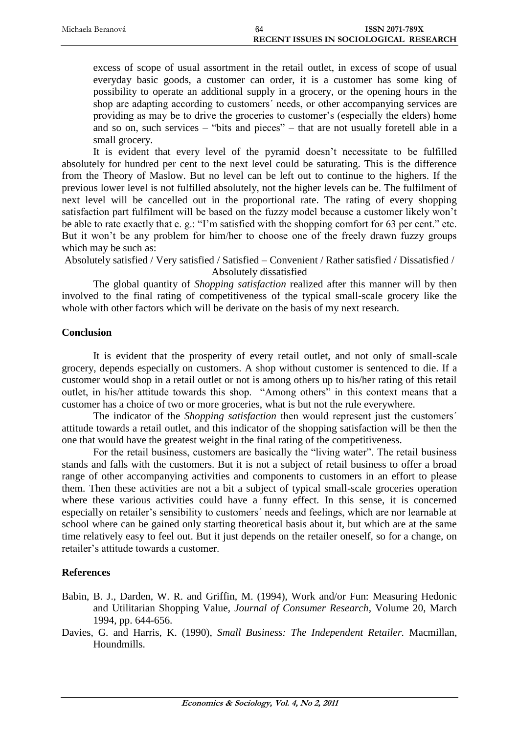excess of scope of usual assortment in the retail outlet, in excess of scope of usual everyday basic goods, a customer can order, it is a customer has some king of possibility to operate an additional supply in a grocery, or the opening hours in the shop are adapting according to customers´ needs, or other accompanying services are providing as may be to drive the groceries to customer's (especially the elders) home and so on, such services – "bits and pieces" – that are not usually foretell able in a small grocery.

It is evident that every level of the pyramid doesn't necessitate to be fulfilled absolutely for hundred per cent to the next level could be saturating. This is the difference from the Theory of Maslow. But no level can be left out to continue to the highers. If the previous lower level is not fulfilled absolutely, not the higher levels can be. The fulfilment of next level will be cancelled out in the proportional rate. The rating of every shopping satisfaction part fulfilment will be based on the fuzzy model because a customer likely won't be able to rate exactly that e. g.: "I'm satisfied with the shopping comfort for 63 per cent." etc. But it won't be any problem for him/her to choose one of the freely drawn fuzzy groups which may be such as:

Absolutely satisfied / Very satisfied / Satisfied – Convenient / Rather satisfied / Dissatisfied / Absolutely dissatisfied

The global quantity of *Shopping satisfaction* realized after this manner will by then involved to the final rating of competitiveness of the typical small-scale grocery like the whole with other factors which will be derivate on the basis of my next research.

## Conclusion

It is evident that the prosperity of every retail outlet, and not only of small-scale grocery, depends especially on customers. A shop without customer is sentenced to die. If a customer would shop in a retail outlet or not is among others up to his/her rating of this retail outlet, in his/her attitude towards this shop. "Among others" in this context means that a customer has a choice of two or more groceries, what is but not the rule everywhere.

The indicator of the *Shopping satisfaction* then would represent just the customers´ attitude towards a retail outlet, and this indicator of the shopping satisfaction will be then the one that would have the greatest weight in the final rating of the competitiveness.

For the retail business, customers are basically the "living water". The retail business stands and falls with the customers. But it is not a subject of retail business to offer a broad range of other accompanying activities and components to customers in an effort to please them. Then these activities are not a bit a subject of typical small-scale groceries operation where these various activities could have a funny effect. In this sense, it is concerned especially on retailer's sensibility to customers´ needs and feelings, which are nor learnable at school where can be gained only starting theoretical basis about it, but which are at the same time relatively easy to feel out. But it just depends on the retailer oneself, so for a change, on retailer's attitude towards a customer.

## References

Babin, B. J., Darden, W. R. and Griffin, M. (1994), Work and/or Fun: Measuring Hedonic and Utilitarian Shopping Value, *Journal of Consumer Research*, Volume 20, March 1994, pp. 644-656.

Davies, G. and Harris, K. (1990), *Small Business: The Independent Retailer.* Macmillan, Houndmills.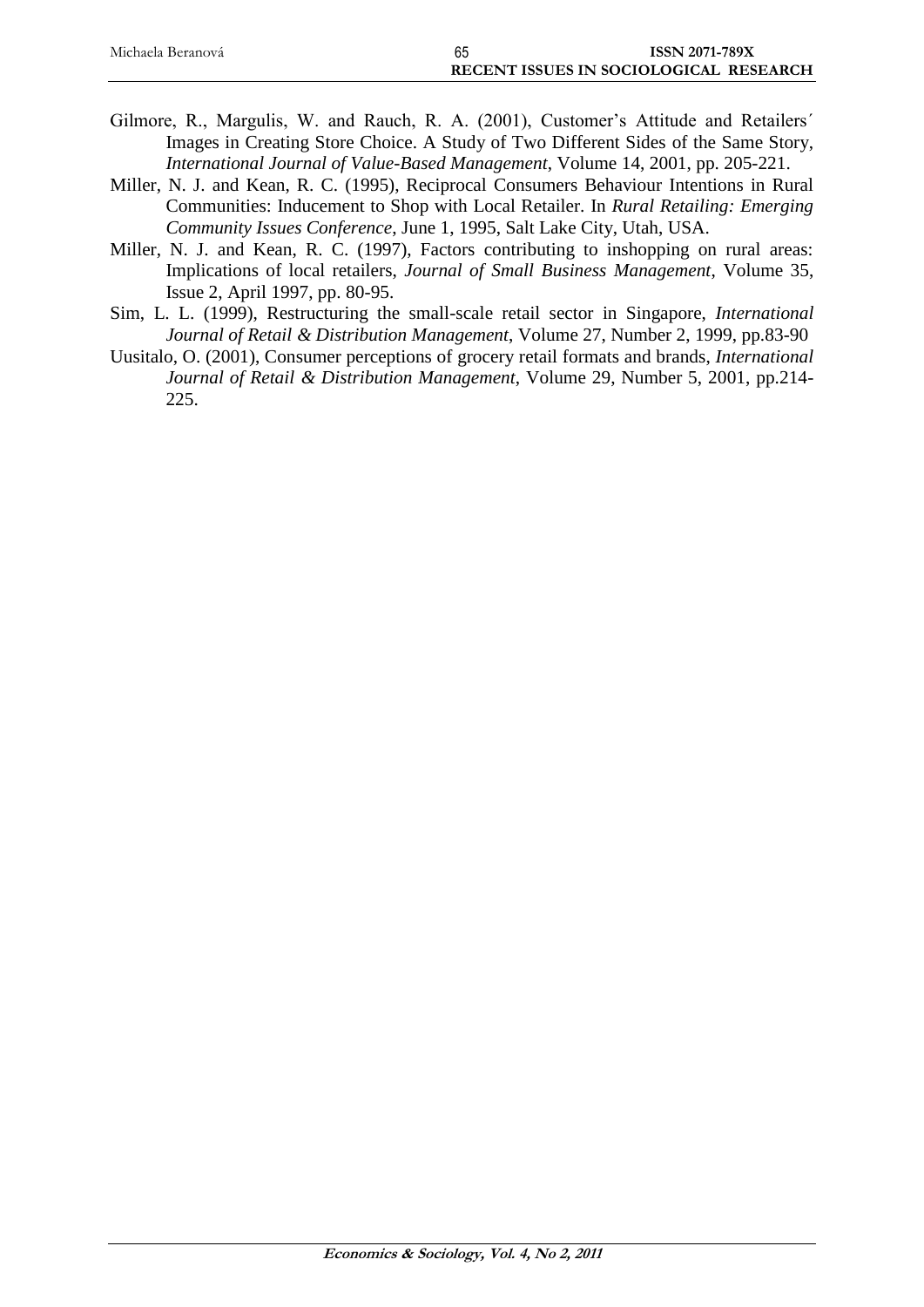Gilmore, R., Margulis, W. and Rauch, R. A. (2001), Customer's Attitude and Retailers´ Images in Creating Store Choice. A Study of Two Different Sides of the Same Story, *International Journal of Value-Based Management*, Volume 14, 2001, pp. 205-221.

Miller, N. J. and Kean, R. C. (1995), Reciprocal Consumers Behaviour Intentions in Rural Communities: Inducement to Shop with Local Retailer. In *Rural Retailing: Emerging Community Issues Conference*, June 1, 1995, Salt Lake City, Utah, USA.

Miller, N. J. and Kean, R. C. (1997), Factors contributing to inshopping on rural areas: Implications of local retailers, *Journal of Small Business Management*, Volume 35, Issue 2, April 1997, pp. 80-95.

Sim, L. L. (1999), Restructuring the small-scale retail sector in Singapore, *International Journal of Retail & Distribution Management*, Volume 27, Number 2, 1999, pp.83-90

Uusitalo, O. (2001), Consumer perceptions of grocery retail formats and brands, *International Journal of Retail & Distribution Management*, Volume 29, Number 5, 2001, pp.214-225.